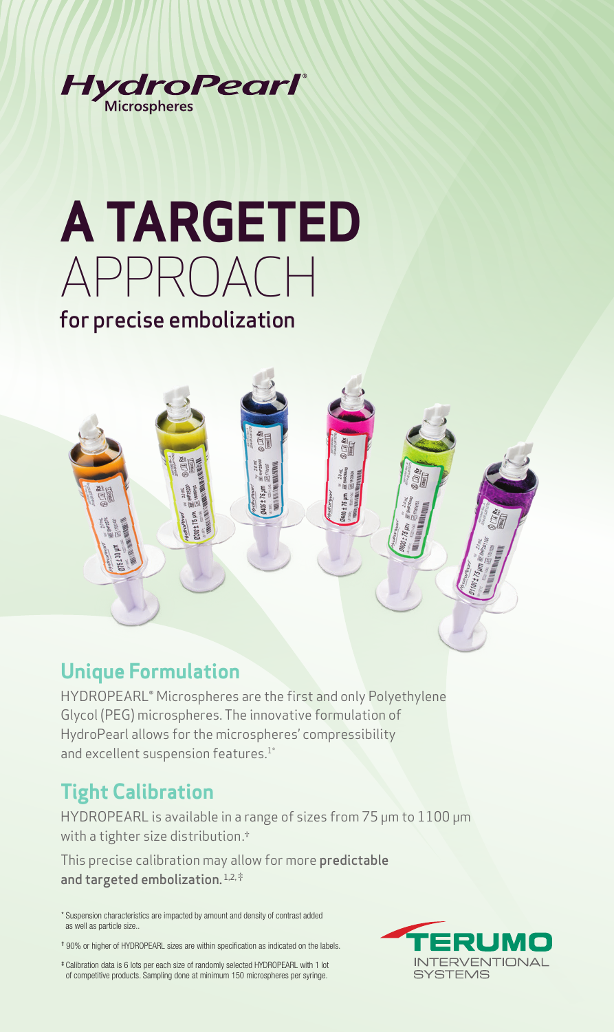HydroPearl® Microspheres

# A TARGETED APPROACH

## for precise embolization

## Unique Formulation

HYDROPEARL® Microspheres are the first and only Polyethylene Glycol (PEG) microspheres. The innovative formulation of HydroPearl allows for the microspheres' compressibility and excellent suspension features.[1*]

## Tight Calibration

HYDROPEARL is available in a range of sizes from 75 µm to 1100 µm with a tighter size distribution.[†]

This precise calibration may allow for more **predictable and targeted embolization.**[1,2,‡]

[*] Suspension characteristics are impacted by amount and density of contrast added as well as particle size..

[†] 90% or higher of HYDROPEARL sizes are within specification as indicated on the labels.

[‡] Calibration data is 6 lots per each size of randomly selected HYDROPEARL with 1 lot of competitive products. Sampling done at minimum 150 microspheres per syringe.

TERUMO INTERVENTIONAL SYSTEMS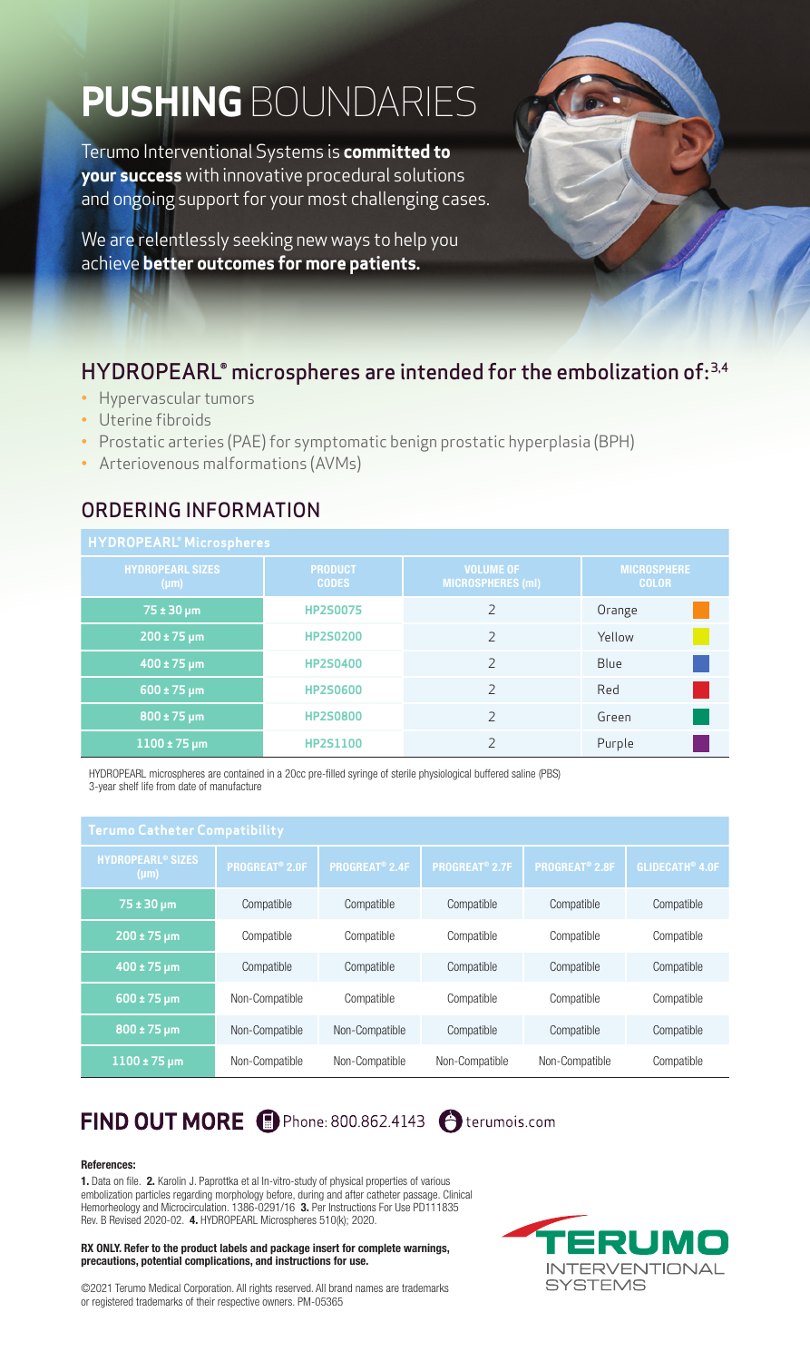# **PUSHING** BOUNDARIES

Terumo Interventional Systems is **committed to your success** with innovative procedural solutions and ongoing support for your most challenging cases.

We are relentlessly seeking new ways to help you achieve **better outcomes for more patients.**

## HYDROPEARL® microspheres are intended for the embolization of:[3,4]

- Hypervascular tumors
- Uterine fibroids
- Prostatic arteries (PAE) for symptomatic benign prostatic hyperplasia (BPH)
- Arteriovenous malformations (AVMs)

## ORDERING INFORMATION

**HYDROPEARL® Microspheres**

| HYDROPEARL SIZES (μm) | PRODUCT CODES | VOLUME OF MICROSPHERES (ml) | MICROSPHERE COLOR |
|---|---|---|---|
| 75 ± 30 μm | HP2S0075 | 2 | Orange |
| 200 ± 75 μm | HP2S0200 | 2 | Yellow |
| 400 ± 75 μm | HP2S0400 | 2 | Blue |
| 600 ± 75 μm | HP2S0600 | 2 | Red |
| 800 ± 75 μm | HP2S0800 | 2 | Green |
| 1100 ± 75 μm | HP2S1100 | 2 | Purple |

HYDROPEARL microspheres are contained in a 20cc pre-filled syringe of sterile physiological buffered saline (PBS)
3-year shelf life from date of manufacture

**Terumo Catheter Compatibility**

| HYDROPEARL® SIZES (μm) | PROGREAT® 2.0F | PROGREAT® 2.4F | PROGREAT® 2.7F | PROGREAT® 2.8F | GLIDECATH® 4.0F |
|---|---|---|---|---|---|
| 75 ± 30 μm | Compatible | Compatible | Compatible | Compatible | Compatible |
| 200 ± 75 μm | Compatible | Compatible | Compatible | Compatible | Compatible |
| 400 ± 75 μm | Compatible | Compatible | Compatible | Compatible | Compatible |
| 600 ± 75 μm | Non-Compatible | Compatible | Compatible | Compatible | Compatible |
| 800 ± 75 μm | Non-Compatible | Non-Compatible | Compatible | Compatible | Compatible |
| 1100 ± 75 μm | Non-Compatible | Non-Compatible | Non-Compatible | Non-Compatible | Compatible |

## FIND OUT MORE Phone: 800.862.4143 terumois.com

**References:**

**1.** Data on file. **2.** Karolin J. Paprottka et al In-vitro-study of physical properties of various embolization particles regarding morphology before, during and after catheter passage. Clinical Hemorheology and Microcirculation. 1386-0291/16 **3.** Per Instructions For Use PD111835 Rev. B Revised 2020-02. **4.** HYDROPEARL Microspheres 510(k); 2020.

**RX ONLY. Refer to the product labels and package insert for complete warnings, precautions, potential complications, and instructions for use.**

©2021 Terumo Medical Corporation. All rights reserved. All brand names are trademarks or registered trademarks of their respective owners. PM-05365

TERUMO INTERVENTIONAL SYSTEMS